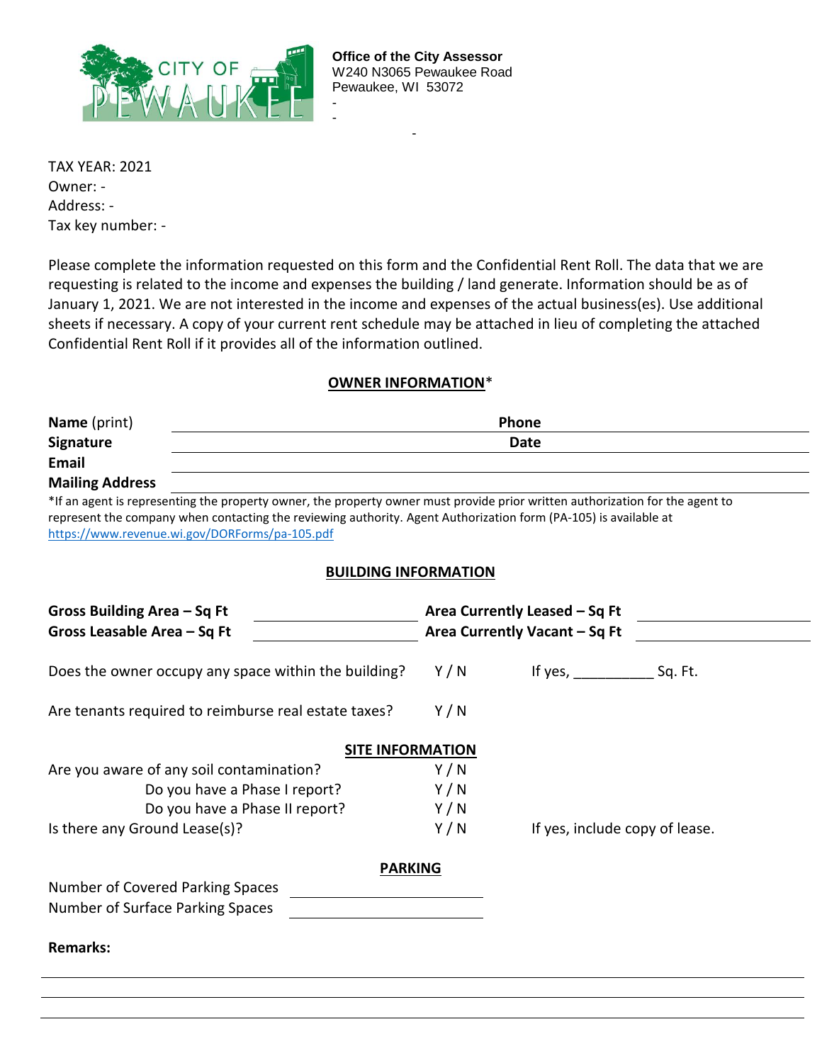Office of the City Assessor
W240 N3065 Pewaukee Road
Pewaukee, WI 53072
-
-
-

TAX YEAR: 2021
Owner: -
Address: -
Tax key number: -

Please complete the information requested on this form and the Confidential Rent Roll. The data that we are requesting is related to the income and expenses the building / land generate. Information should be as of January 1, 2021. We are not interested in the income and expenses of the actual business(es). Use additional sheets if necessary. A copy of your current rent schedule may be attached in lieu of completing the attached Confidential Rent Roll if it provides all of the information outlined.

## OWNER INFORMATION*

**Name** (print) ____________________ **Phone** ____________________
**Signature** ____________________ **Date** ____________________
**Email** ____________________
**Mailing Address** ____________________

*If an agent is representing the property owner, the property owner must provide prior written authorization for the agent to represent the company when contacting the reviewing authority. Agent Authorization form (PA-105) is available at https://www.revenue.wi.gov/DORForms/pa-105.pdf

## BUILDING INFORMATION

**Gross Building Area – Sq Ft** ____________________ **Area Currently Leased – Sq Ft** ____________________
**Gross Leasable Area – Sq Ft** ____________________ **Area Currently Vacant – Sq Ft** ____________________

Does the owner occupy any space within the building? Y / N If yes, __________ Sq. Ft.

Are tenants required to reimburse real estate taxes? Y / N

## SITE INFORMATION

Are you aware of any soil contamination? Y / N
Do you have a Phase I report? Y / N
Do you have a Phase II report? Y / N
Is there any Ground Lease(s)? Y / N If yes, include copy of lease.

## PARKING

Number of Covered Parking Spaces ____________________
Number of Surface Parking Spaces ____________________

**Remarks:**

______________________________________________________________________
______________________________________________________________________
______________________________________________________________________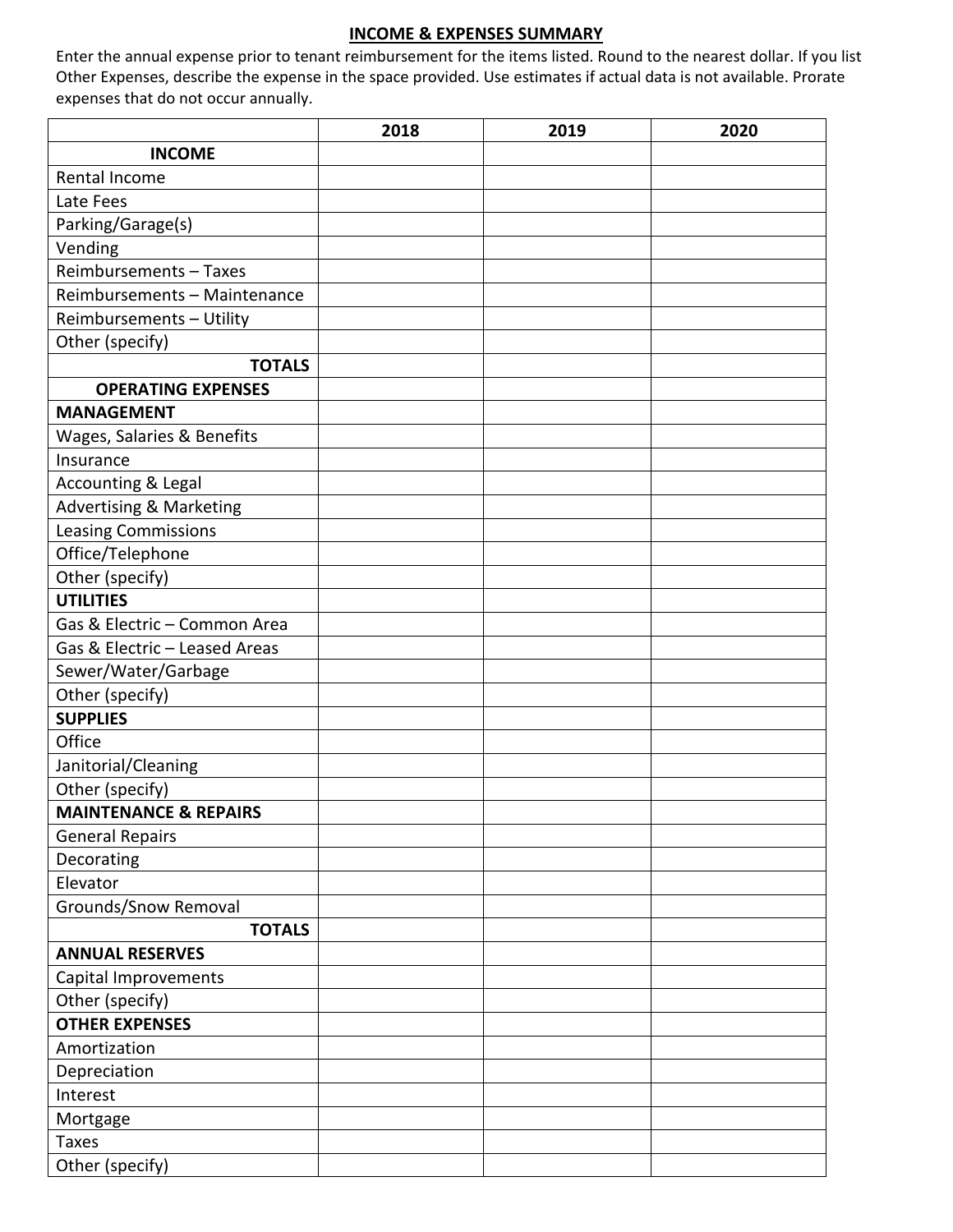## INCOME & EXPENSES SUMMARY

Enter the annual expense prior to tenant reimbursement for the items listed. Round to the nearest dollar. If you list Other Expenses, describe the expense in the space provided. Use estimates if actual data is not available. Prorate expenses that do not occur annually.

| | 2018 | 2019 | 2020 |
|---|---|---|---|
| **INCOME** | | | |
| Rental Income | | | |
| Late Fees | | | |
| Parking/Garage(s) | | | |
| Vending | | | |
| Reimbursements – Taxes | | | |
| Reimbursements – Maintenance | | | |
| Reimbursements – Utility | | | |
| Other (specify) | | | |
| **TOTALS** | | | |
| **OPERATING EXPENSES** | | | |
| **MANAGEMENT** | | | |
| Wages, Salaries & Benefits | | | |
| Insurance | | | |
| Accounting & Legal | | | |
| Advertising & Marketing | | | |
| Leasing Commissions | | | |
| Office/Telephone | | | |
| Other (specify) | | | |
| **UTILITIES** | | | |
| Gas & Electric – Common Area | | | |
| Gas & Electric – Leased Areas | | | |
| Sewer/Water/Garbage | | | |
| Other (specify) | | | |
| **SUPPLIES** | | | |
| Office | | | |
| Janitorial/Cleaning | | | |
| Other (specify) | | | |
| **MAINTENANCE & REPAIRS** | | | |
| General Repairs | | | |
| Decorating | | | |
| Elevator | | | |
| Grounds/Snow Removal | | | |
| **TOTALS** | | | |
| **ANNUAL RESERVES** | | | |
| Capital Improvements | | | |
| Other (specify) | | | |
| **OTHER EXPENSES** | | | |
| Amortization | | | |
| Depreciation | | | |
| Interest | | | |
| Mortgage | | | |
| Taxes | | | |
| Other (specify) | | | |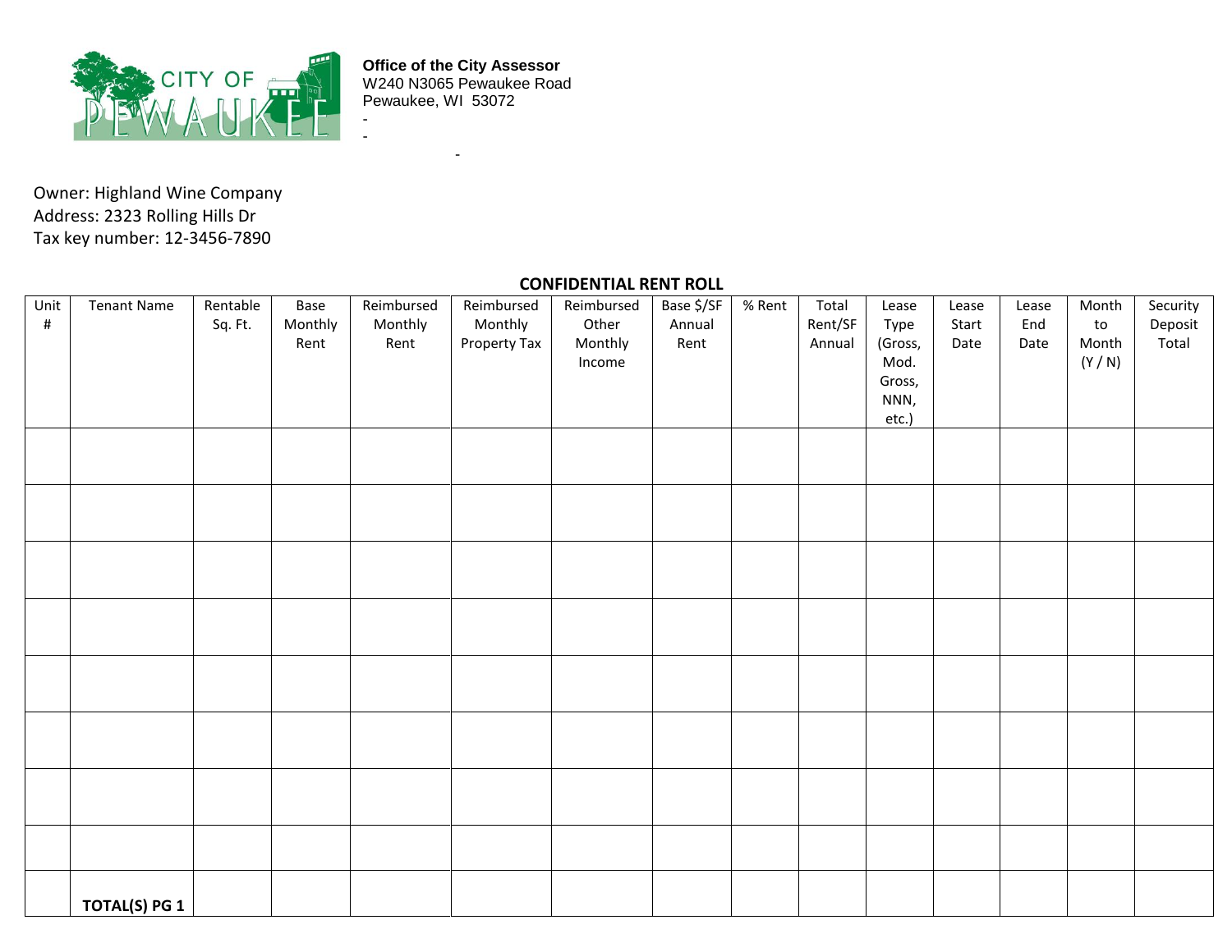**Office of the City Assessor**
W240 N3065 Pewaukee Road
Pewaukee, WI 53072
-
-
-

Owner: Highland Wine Company
Address: 2323 Rolling Hills Dr
Tax key number: 12-3456-7890

**CONFIDENTIAL RENT ROLL**

| Unit # | Tenant Name | Rentable Sq. Ft. | Base Monthly Rent | Reimbursed Monthly Rent | Reimbursed Monthly Property Tax | Reimbursed Other Monthly Income | Base $/SF Annual Rent | % Rent | Total Rent/SF Annual | Lease Type (Gross, Mod. Gross, NNN, etc.) | Lease Start Date | Lease End Date | Month to Month (Y / N) | Security Deposit Total |
|---|---|---|---|---|---|---|---|---|---|---|---|---|---|---|
| | | | | | | | | | | | | | | |
| | | | | | | | | | | | | | | |
| | | | | | | | | | | | | | | |
| | | | | | | | | | | | | | | |
| | | | | | | | | | | | | | | |
| | | | | | | | | | | | | | | |
| | | | | | | | | | | | | | | |
| | | | | | | | | | | | | | | |
| | **TOTAL(S) PG 1** | | | | | | | | | | | | | |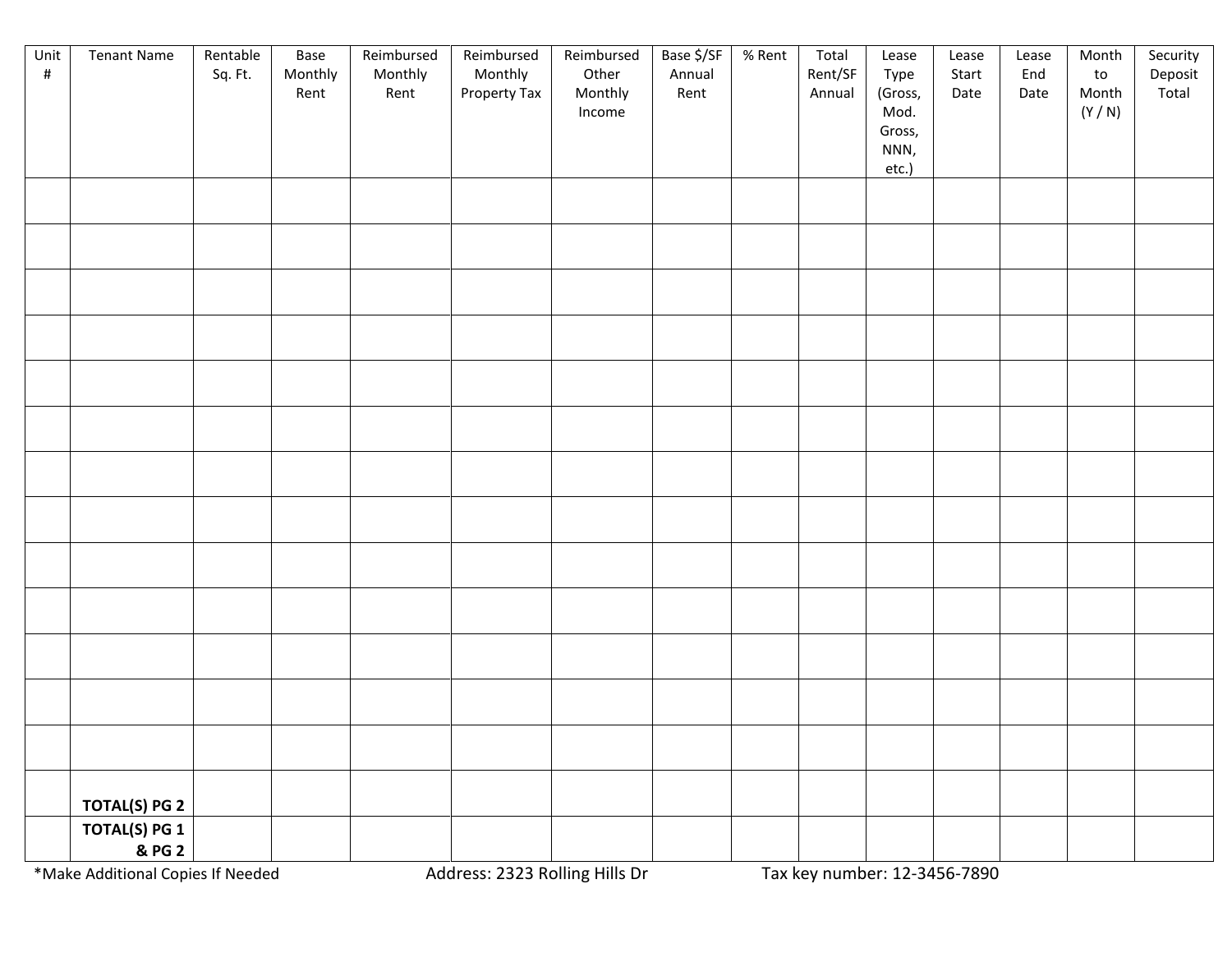| Unit # | Tenant Name | Rentable Sq. Ft. | Base Monthly Rent | Reimbursed Monthly Rent | Reimbursed Monthly Property Tax | Reimbursed Other Monthly Income | Base $/SF Annual Rent | % Rent | Total Rent/SF Annual | Lease Type (Gross, Mod. Gross, NNN, etc.) | Lease Start Date | Lease End Date | Month to Month (Y / N) | Security Deposit Total |
|---|---|---|---|---|---|---|---|---|---|---|---|---|---|---|
| | | | | | | | | | | | | | | |
| | | | | | | | | | | | | | | |
| | | | | | | | | | | | | | | |
| | | | | | | | | | | | | | | |
| | | | | | | | | | | | | | | |
| | | | | | | | | | | | | | | |
| | | | | | | | | | | | | | | |
| | | | | | | | | | | | | | | |
| | | | | | | | | | | | | | | |
| | | | | | | | | | | | | | | |
| | | | | | | | | | | | | | | |
| | | | | | | | | | | | | | | |
| | | | | | | | | | | | | | | |
| | **TOTAL(S) PG 2** | | | | | | | | | | | | | |
| | **TOTAL(S) PG 1 & PG 2** | | | | | | | | | | | | | |

*Make Additional Copies If Needed

Address: 2323 Rolling Hills Dr

Tax key number: 12-3456-7890